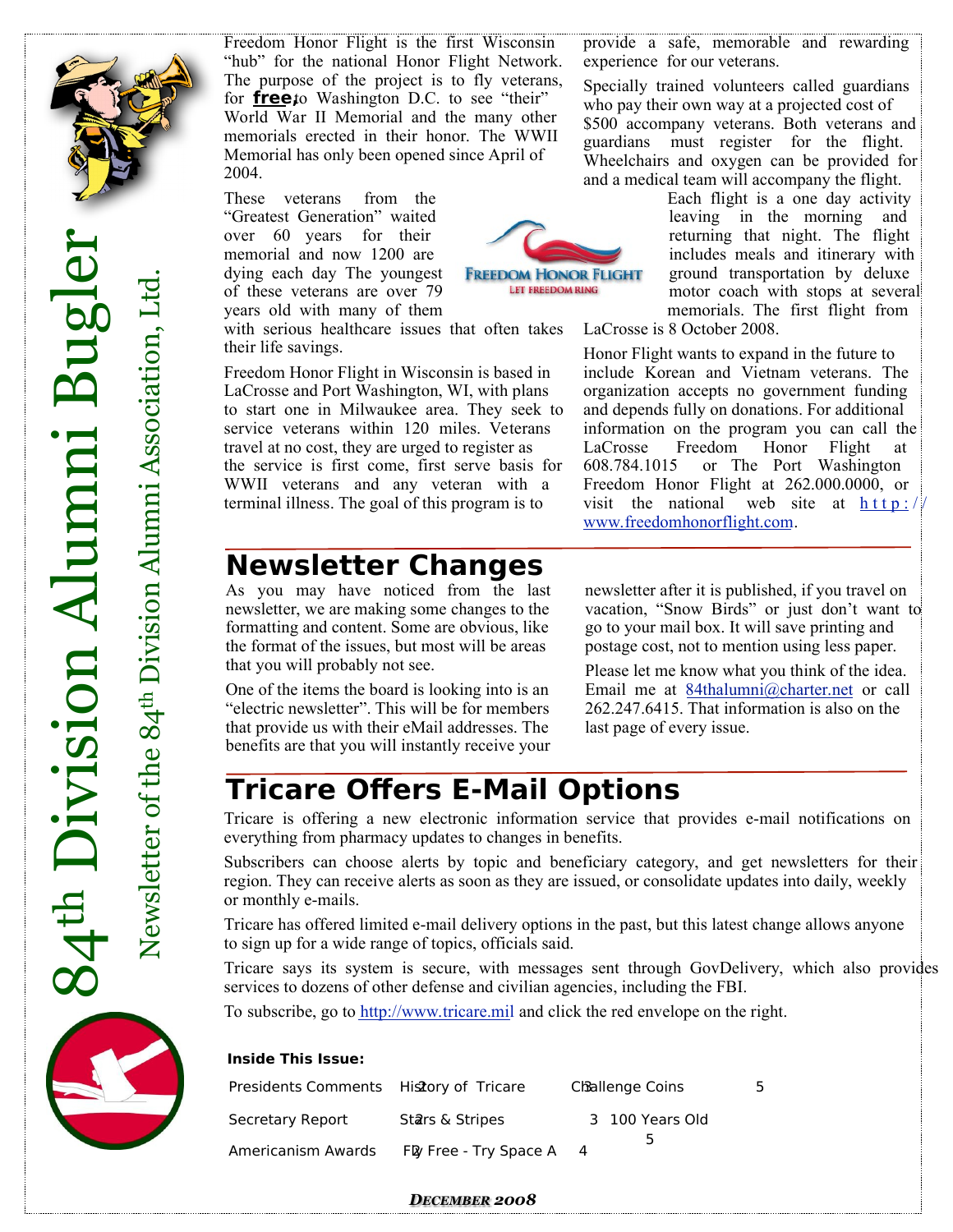# 84th Division Alumni Bugler

Newsletter of the 84th Division Alumni Association, Ltd.

Freedom Honor Flight is the first Wisconsin "hub" for the national Honor Flight Network. The purpose of the project is to fly veterans, for **free**, to Washington D.C. to see "their" World War II Memorial and the many other memorials erected in their honor. The WWII Memorial has only been opened since April of 2004.

These veterans from the "Greatest Generation" waited over 60 years for their memorial and now 1200 are dying each day The youngest of these veterans are over 79 years old with many of them with serious healthcare issues that often takes their life savings.

Freedom Honor Flight in Wisconsin is based in LaCrosse and Port Washington, WI, with plans to start one in Milwaukee area. They seek to service veterans within 120 miles. Veterans travel at no cost, they are urged to register as the service is first come, first serve basis for WWII veterans and any veteran with a terminal illness. The goal of this program is to provide a safe, memorable and rewarding experience for our veterans.

Specially trained volunteers called guardians who pay their own way at a projected cost of $500 accompany veterans. Both veterans and guardians must register for the flight. Wheelchairs and oxygen can be provided for and a medical team will accompany the flight.

Each flight is a one day activity leaving in the morning and returning that night. The flight includes meals and itinerary with ground transportation by deluxe motor coach with stops at several memorials. The first flight from LaCrosse is 8 October 2008.

Honor Flight wants to expand in the future to include Korean and Vietnam veterans. The organization accepts no government funding and depends fully on donations. For additional information on the program you can call the LaCrosse Freedom Honor Flight at 608.784.1015 or The Port Washington Freedom Honor Flight at 262.000.0000, or visit the national web site at http://www.freedomhonorflight.com.

## Newsletter Changes

As you may have noticed from the last newsletter, we are making some changes to the formatting and content. Some are obvious, like the format of the issues, but most will be areas that you will probably not see.

One of the items the board is looking into is an "electric newsletter". This will be for members that provide us with their eMail addresses. The benefits are that you will instantly receive your newsletter after it is published, if you travel on vacation, "Snow Birds" or just don't want to go to your mail box. It will save printing and postage cost, not to mention using less paper.

Please let me know what you think of the idea. Email me at 84thalumni@charter.net or call 262.247.6415. That information is also on the last page of every issue.

## Tricare Offers E-Mail Options

Tricare is offering a new electronic information service that provides e-mail notifications on everything from pharmacy updates to changes in benefits.

Subscribers can choose alerts by topic and beneficiary category, and get newsletters for their region. They can receive alerts as soon as they are issued, or consolidate updates into daily, weekly or monthly e-mails.

Tricare has offered limited e-mail delivery options in the past, but this latest change allows anyone to sign up for a wide range of topics, officials said.

Tricare says its system is secure, with messages sent through GovDelivery, which also provides services to dozens of other defense and civilian agencies, including the FBI.

To subscribe, go to http://www.tricare.mil and click the red envelope on the right.

**Inside This Issue:**

| | | | | | |
|---|---|---|---|---|---|
| Presidents Comments | 2 | History of Tricare | 3 | Challenge Coins | 5 |
| Secretary Report | 2 | Stars & Stripes | 3 | 100 Years Old | 5 |
| Americanism Awards | 2 | Fly Free - Try Space A | 4 | | |

*December 2008*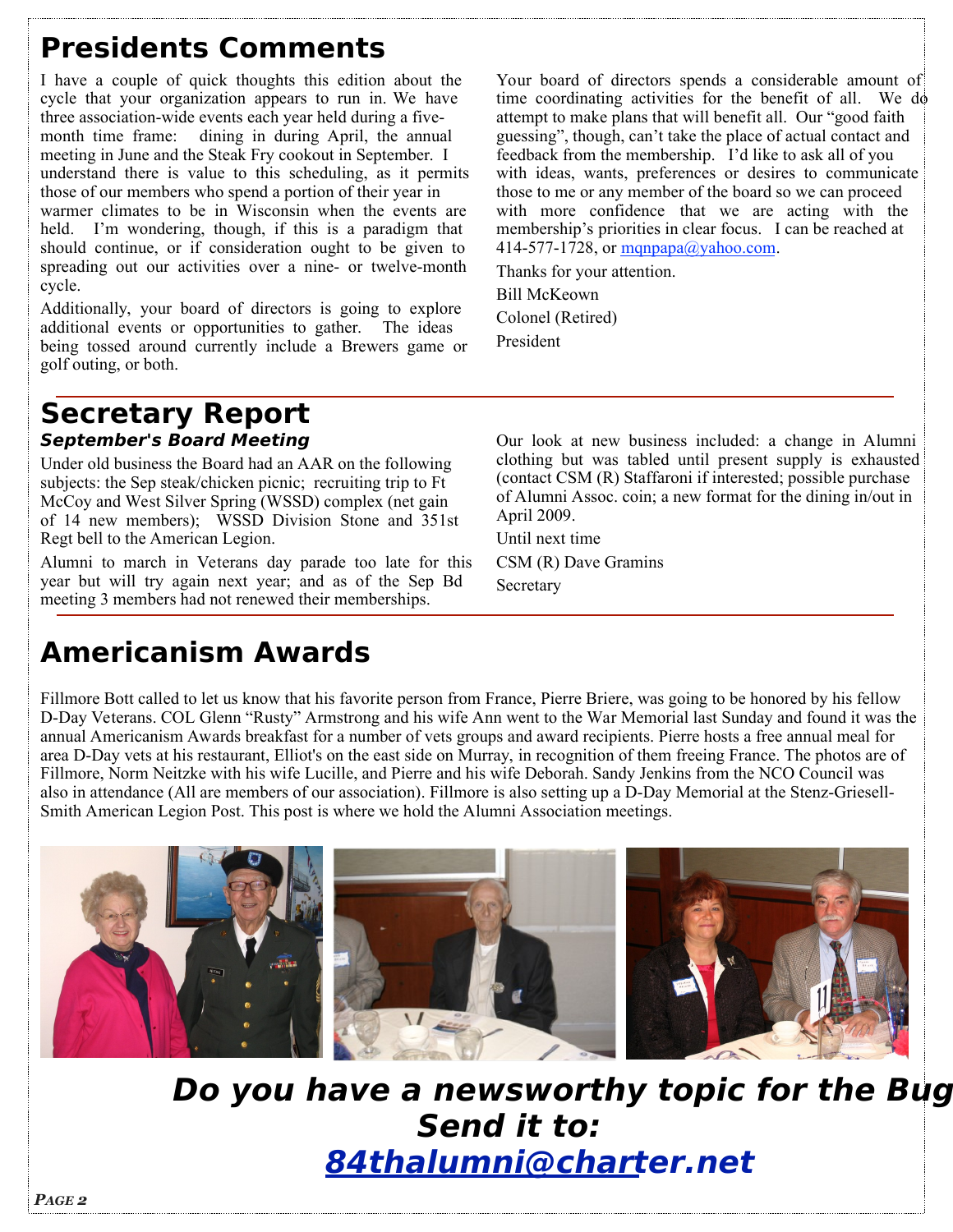# Presidents Comments

I have a couple of quick thoughts this edition about the cycle that your organization appears to run in. We have three association-wide events each year held during a five-month time frame: dining in during April, the annual meeting in June and the Steak Fry cookout in September. I understand there is value to this scheduling, as it permits those of our members who spend a portion of their year in warmer climates to be in Wisconsin when the events are held. I'm wondering, though, if this is a paradigm that should continue, or if consideration ought to be given to spreading out our activities over a nine- or twelve-month cycle.

Additionally, your board of directors is going to explore additional events or opportunities to gather. The ideas being tossed around currently include a Brewers game or golf outing, or both.

Your board of directors spends a considerable amount of time coordinating activities for the benefit of all. We do attempt to make plans that will benefit all. Our "good faith guessing", though, can't take the place of actual contact and feedback from the membership. I'd like to ask all of you with ideas, wants, preferences or desires to communicate those to me or any member of the board so we can proceed with more confidence that we are acting with the membership's priorities in clear focus. I can be reached at 414-577-1728, or mqnpapa@yahoo.com.

Thanks for your attention.

Bill McKeown

Colonel (Retired)

President

# Secretary Report

### *September's Board Meeting*

Under old business the Board had an AAR on the following subjects: the Sep steak/chicken picnic; recruiting trip to Ft McCoy and West Silver Spring (WSSD) complex (net gain of 14 new members); WSSD Division Stone and 351st Regt bell to the American Legion.

Alumni to march in Veterans day parade too late for this year but will try again next year; and as of the Sep Bd meeting 3 members had not renewed their memberships.

Our look at new business included: a change in Alumni clothing but was tabled until present supply is exhausted (contact CSM (R) Staffaroni if interested; possible purchase of Alumni Assoc. coin; a new format for the dining in/out in April 2009.

Until next time

CSM (R) Dave Gramins

Secretary

# Americanism Awards

Fillmore Bott called to let us know that his favorite person from France, Pierre Briere, was going to be honored by his fellow D-Day Veterans. COL Glenn "Rusty" Armstrong and his wife Ann went to the War Memorial last Sunday and found it was the annual Americanism Awards breakfast for a number of vets groups and award recipients. Pierre hosts a free annual meal for area D-Day vets at his restaurant, Elliot's on the east side on Murray, in recognition of them freeing France. The photos are of Fillmore, Norm Neitzke with his wife Lucille, and Pierre and his wife Deborah. Sandy Jenkins from the NCO Council was also in attendance (All are members of our association). Fillmore is also setting up a D-Day Memorial at the Stenz-Griesell-Smith American Legion Post. This post is where we hold the Alumni Association meetings.

***Do you have a newsworthy topic for the Bug***
***Send it to:***
***84thalumni@charter.net***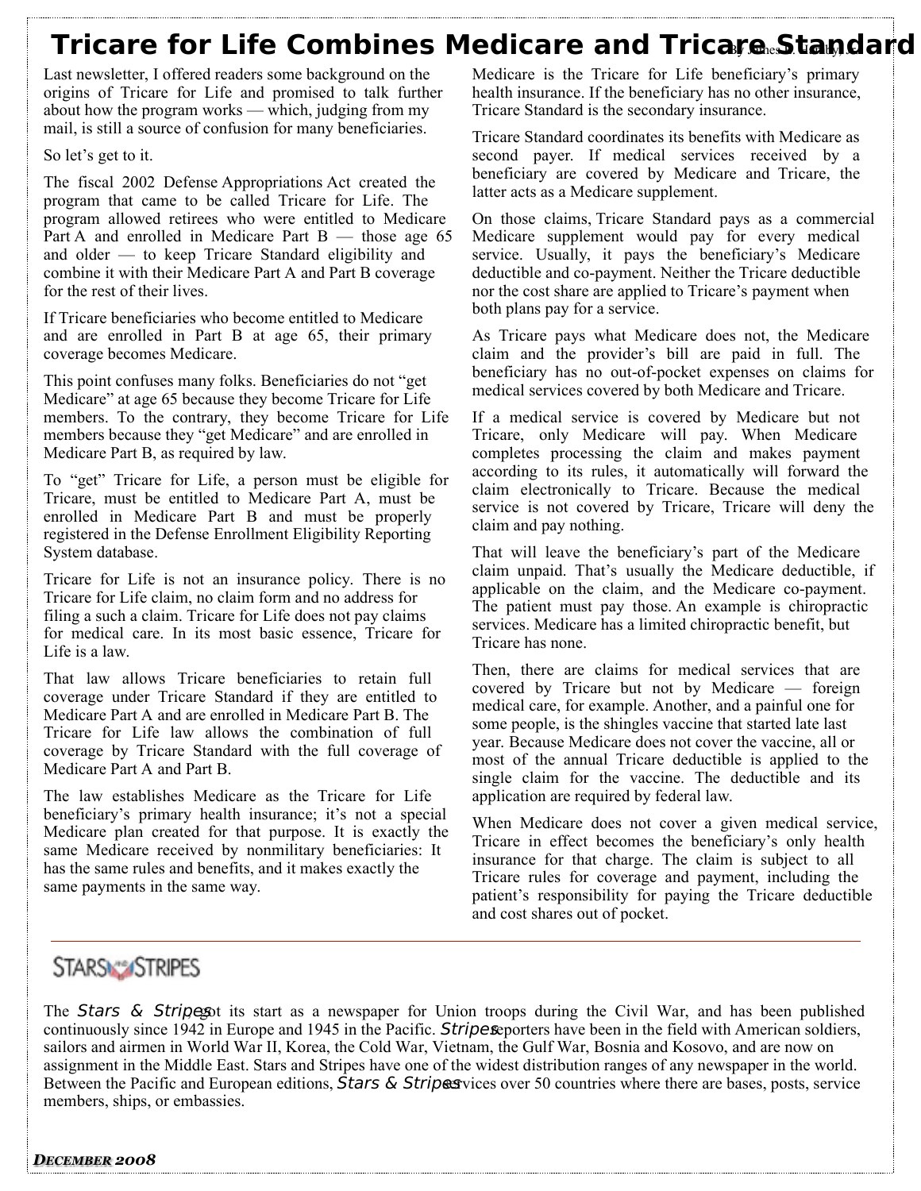# Tricare for Life Combines Medicare and Tricare Standard

By James D. Crumley, Jr.

Last newsletter, I offered readers some background on the origins of Tricare for Life and promised to talk further about how the program works — which, judging from my mail, is still a source of confusion for many beneficiaries.

So let's get to it.

The fiscal 2002 Defense Appropriations Act created the program that came to be called Tricare for Life. The program allowed retirees who were entitled to Medicare Part A and enrolled in Medicare Part B — those age 65 and older — to keep Tricare Standard eligibility and combine it with their Medicare Part A and Part B coverage for the rest of their lives.

If Tricare beneficiaries who become entitled to Medicare and are enrolled in Part B at age 65, their primary coverage becomes Medicare.

This point confuses many folks. Beneficiaries do not "get Medicare" at age 65 because they become Tricare for Life members. To the contrary, they become Tricare for Life members because they "get Medicare" and are enrolled in Medicare Part B, as required by law.

To "get" Tricare for Life, a person must be eligible for Tricare, must be entitled to Medicare Part A, must be enrolled in Medicare Part B and must be properly registered in the Defense Enrollment Eligibility Reporting System database.

Tricare for Life is not an insurance policy. There is no Tricare for Life claim, no claim form and no address for filing a such a claim. Tricare for Life does not pay claims for medical care. In its most basic essence, Tricare for Life is a law.

That law allows Tricare beneficiaries to retain full coverage under Tricare Standard if they are entitled to Medicare Part A and are enrolled in Medicare Part B. The Tricare for Life law allows the combination of full coverage by Tricare Standard with the full coverage of Medicare Part A and Part B.

The law establishes Medicare as the Tricare for Life beneficiary's primary health insurance; it's not a special Medicare plan created for that purpose. It is exactly the same Medicare received by nonmilitary beneficiaries: It has the same rules and benefits, and it makes exactly the same payments in the same way.

Medicare is the Tricare for Life beneficiary's primary health insurance. If the beneficiary has no other insurance, Tricare Standard is the secondary insurance.

Tricare Standard coordinates its benefits with Medicare as second payer. If medical services received by a beneficiary are covered by Medicare and Tricare, the latter acts as a Medicare supplement.

On those claims, Tricare Standard pays as a commercial Medicare supplement would pay for every medical service. Usually, it pays the beneficiary's Medicare deductible and co-payment. Neither the Tricare deductible nor the cost share are applied to Tricare's payment when both plans pay for a service.

As Tricare pays what Medicare does not, the Medicare claim and the provider's bill are paid in full. The beneficiary has no out-of-pocket expenses on claims for medical services covered by both Medicare and Tricare.

If a medical service is covered by Medicare but not Tricare, only Medicare will pay. When Medicare completes processing the claim and makes payment according to its rules, it automatically will forward the claim electronically to Tricare. Because the medical service is not covered by Tricare, Tricare will deny the claim and pay nothing.

That will leave the beneficiary's part of the Medicare claim unpaid. That's usually the Medicare deductible, if applicable on the claim, and the Medicare co-payment. The patient must pay those. An example is chiropractic services. Medicare has a limited chiropractic benefit, but Tricare has none.

Then, there are claims for medical services that are covered by Tricare but not by Medicare — foreign medical care, for example. Another, and a painful one for some people, is the shingles vaccine that started late last year. Because Medicare does not cover the vaccine, all or most of the annual Tricare deductible is applied to the single claim for the vaccine. The deductible and its application are required by federal law.

When Medicare does not cover a given medical service, Tricare in effect becomes the beneficiary's only health insurance for that charge. The claim is subject to all Tricare rules for coverage and payment, including the patient's responsibility for paying the Tricare deductible and cost shares out of pocket.

---

STARS AND STRIPES

The *Stars & Stripes* got its start as a newspaper for Union troops during the Civil War, and has been published continuously since 1942 in Europe and 1945 in the Pacific. *Stripes* reporters have been in the field with American soldiers, sailors and airmen in World War II, Korea, the Cold War, Vietnam, the Gulf War, Bosnia and Kosovo, and are now on assignment in the Middle East. Stars and Stripes have one of the widest distribution ranges of any newspaper in the world. Between the Pacific and European editions, *Stars & Stripes* services over 50 countries where there are bases, posts, service members, ships, or embassies.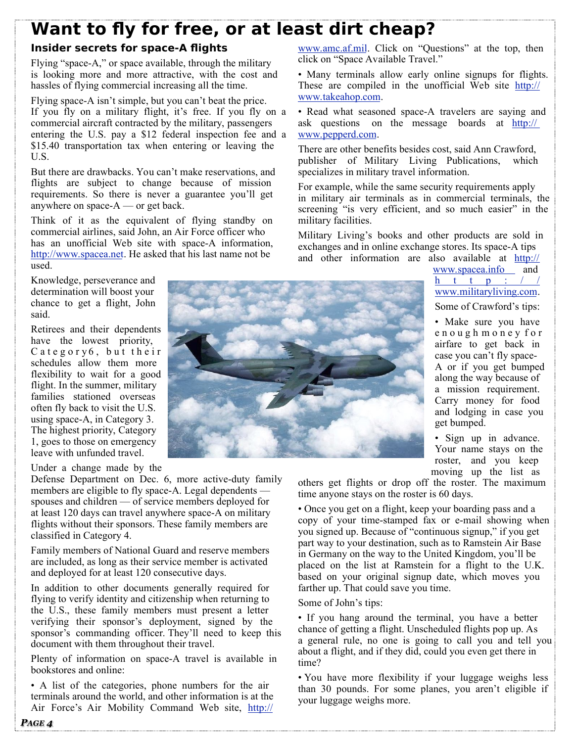# Want to fly for free, or at least dirt cheap?

## Insider secrets for space-A flights

Flying "space-A," or space available, through the military is looking more and more attractive, with the cost and hassles of flying commercial increasing all the time.

Flying space-A isn't simple, but you can't beat the price. If you fly on a military flight, it's free. If you fly on a commercial aircraft contracted by the military, passengers entering the U.S. pay a $12 federal inspection fee and a $15.40 transportation tax when entering or leaving the U.S.

But there are drawbacks. You can't make reservations, and flights are subject to change because of mission requirements. So there is never a guarantee you'll get anywhere on space-A — or get back.

Think of it as the equivalent of flying standby on commercial airlines, said John, an Air Force officer who has an unofficial Web site with space-A information, http://www.spacea.net. He asked that his last name not be used.

Knowledge, perseverance and determination will boost your chance to get a flight, John said.

Retirees and their dependents have the lowest priority, Category 6, but their schedules allow them more flexibility to wait for a good flight. In the summer, military families stationed overseas often fly back to visit the U.S. using space-A, in Category 3. The highest priority, Category 1, goes to those on emergency leave with unfunded travel.

Under a change made by the Defense Department on Dec. 6, more active-duty family members are eligible to fly space-A. Legal dependents — spouses and children — of service members deployed for at least 120 days can travel anywhere space-A on military flights without their sponsors. These family members are classified in Category 4.

Family members of National Guard and reserve members are included, as long as their service member is activated and deployed for at least 120 consecutive days.

In addition to other documents generally required for flying to verify identity and citizenship when returning to the U.S., these family members must present a letter verifying their sponsor's deployment, signed by the sponsor's commanding officer. They'll need to keep this document with them throughout their travel.

Plenty of information on space-A travel is available in bookstores and online:

- A list of the categories, phone numbers for the air terminals around the world, and other information is at the Air Force's Air Mobility Command Web site, http://www.amc.af.mil. Click on "Questions" at the top, then click on "Space Available Travel."
- Many terminals allow early online signups for flights. These are compiled in the unofficial Web site http://www.takeahop.com.
- Read what seasoned space-A travelers are saying and ask questions on the message boards at http://www.pepperd.com.

There are other benefits besides cost, said Ann Crawford, publisher of Military Living Publications, which specializes in military travel information.

For example, while the same security requirements apply in military air terminals as in commercial terminals, the screening "is very efficient, and so much easier" in the military facilities.

Military Living's books and other products are sold in exchanges and in online exchange stores. Its space-A tips and other information are also available at http://www.spacea.info and http://www.militaryliving.com.

Some of Crawford's tips:

- Make sure you have enough money for airfare to get back in case you can't fly space-A or if you get bumped along the way because of a mission requirement. Carry money for food and lodging in case you get bumped.
- Sign up in advance. Your name stays on the roster, and you keep moving up the list as others get flights or drop off the roster. The maximum time anyone stays on the roster is 60 days.
- Once you get on a flight, keep your boarding pass and a copy of your time-stamped fax or e-mail showing when you signed up. Because of "continuous signup," if you get part way to your destination, such as to Ramstein Air Base in Germany on the way to the United Kingdom, you'll be placed on the list at Ramstein for a flight to the U.K. based on your original signup date, which moves you farther up. That could save you time.

Some of John's tips:

- If you hang around the terminal, you have a better chance of getting a flight. Unscheduled flights pop up. As a general rule, no one is going to call you and tell you about a flight, and if they did, could you even get there in time?
- You have more flexibility if your luggage weighs less than 30 pounds. For some planes, you aren't eligible if your luggage weighs more.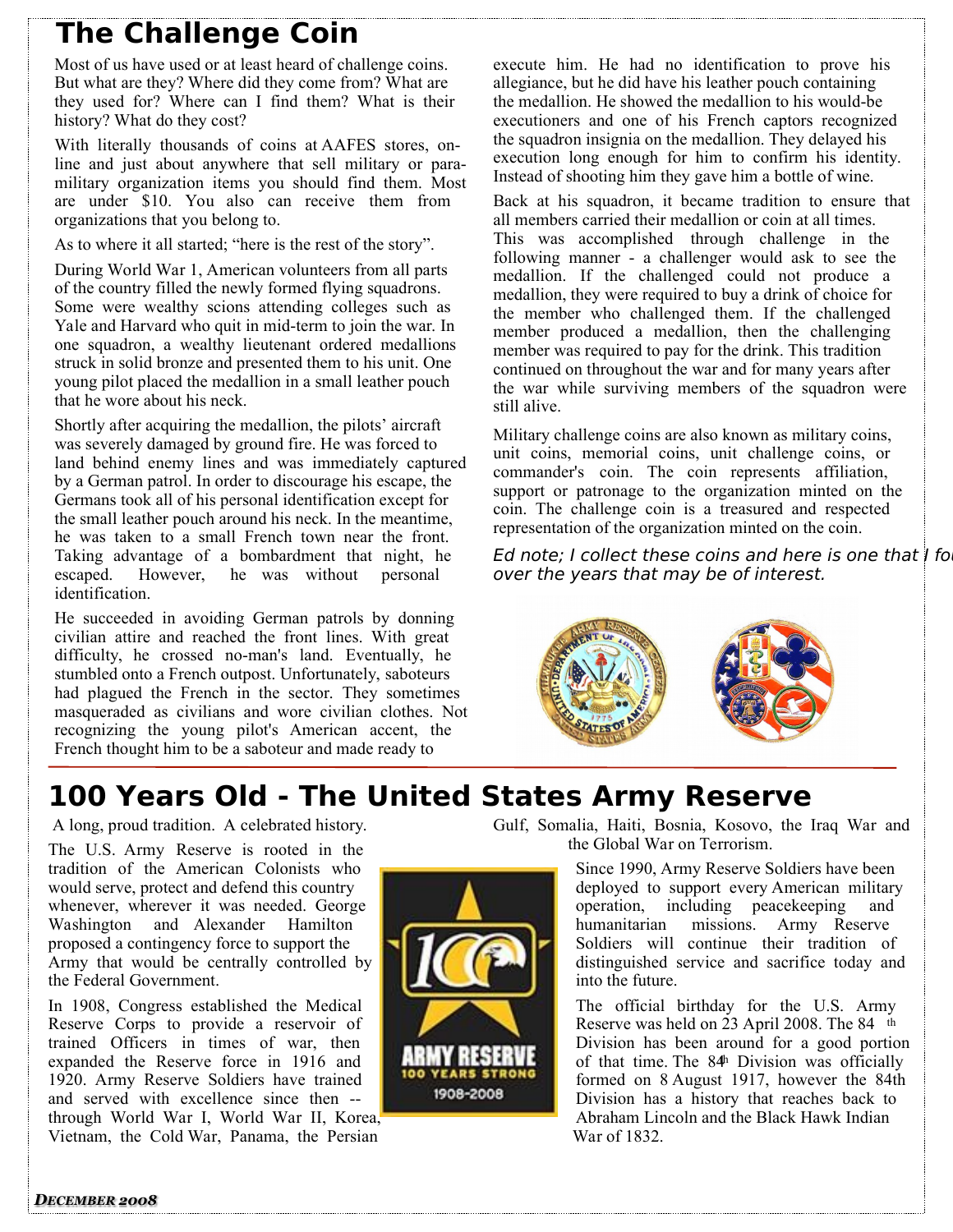# The Challenge Coin

Most of us have used or at least heard of challenge coins. But what are they? Where did they come from? What are they used for? Where can I find them? What is their history? What do they cost?

With literally thousands of coins at AAFES stores, on-line and just about anywhere that sell military or para-military organization items you should find them. Most are under $10. You also can receive them from organizations that you belong to.

As to where it all started; "here is the rest of the story".

During World War 1, American volunteers from all parts of the country filled the newly formed flying squadrons. Some were wealthy scions attending colleges such as Yale and Harvard who quit in mid-term to join the war. In one squadron, a wealthy lieutenant ordered medallions struck in solid bronze and presented them to his unit. One young pilot placed the medallion in a small leather pouch that he wore about his neck.

Shortly after acquiring the medallion, the pilots' aircraft was severely damaged by ground fire. He was forced to land behind enemy lines and was immediately captured by a German patrol. In order to discourage his escape, the Germans took all of his personal identification except for the small leather pouch around his neck. In the meantime, he was taken to a small French town near the front. Taking advantage of a bombardment that night, he escaped. However, he was without personal identification.

He succeeded in avoiding German patrols by donning civilian attire and reached the front lines. With great difficulty, he crossed no-man's land. Eventually, he stumbled onto a French outpost. Unfortunately, saboteurs had plagued the French in the sector. They sometimes masqueraded as civilians and wore civilian clothes. Not recognizing the young pilot's American accent, the French thought him to be a saboteur and made ready to execute him. He had no identification to prove his allegiance, but he did have his leather pouch containing the medallion. He showed the medallion to his would-be executioners and one of his French captors recognized the squadron insignia on the medallion. They delayed his execution long enough for him to confirm his identity. Instead of shooting him they gave him a bottle of wine.

Back at his squadron, it became tradition to ensure that all members carried their medallion or coin at all times. This was accomplished through challenge in the following manner - a challenger would ask to see the medallion. If the challenged could not produce a medallion, they were required to buy a drink of choice for the member who challenged them. If the challenged member produced a medallion, then the challenging member was required to pay for the drink. This tradition continued on throughout the war and for many years after the war while surviving members of the squadron were still alive.

Military challenge coins are also known as military coins, unit coins, memorial coins, unit challenge coins, or commander's coin. The coin represents affiliation, support or patronage to the organization minted on the coin. The challenge coin is a treasured and respected representation of the organization minted on the coin.

*Ed note; I collect these coins and here is one that I fo over the years that may be of interest.*

# 100 Years Old - The United States Army Reserve

A long, proud tradition. A celebrated history.

The U.S. Army Reserve is rooted in the tradition of the American Colonists who would serve, protect and defend this country whenever, wherever it was needed. George Washington and Alexander Hamilton proposed a contingency force to support the Army that would be centrally controlled by the Federal Government.

In 1908, Congress established the Medical Reserve Corps to provide a reservoir of trained Officers in times of war, then expanded the Reserve force in 1916 and 1920. Army Reserve Soldiers have trained and served with excellence since then -- through World War I, World War II, Korea, Vietnam, the Cold War, Panama, the Persian Gulf, Somalia, Haiti, Bosnia, Kosovo, the Iraq War and the Global War on Terrorism.

Since 1990, Army Reserve Soldiers have been deployed to support every American military operation, including peacekeeping and humanitarian missions. Army Reserve Soldiers will continue their tradition of distinguished service and sacrifice today and into the future.

The official birthday for the U.S. Army Reserve was held on 23 April 2008. The 84th Division has been around for a good portion of that time. The 84th Division was officially formed on 8 August 1917, however the 84th Division has a history that reaches back to Abraham Lincoln and the Black Hawk Indian War of 1832.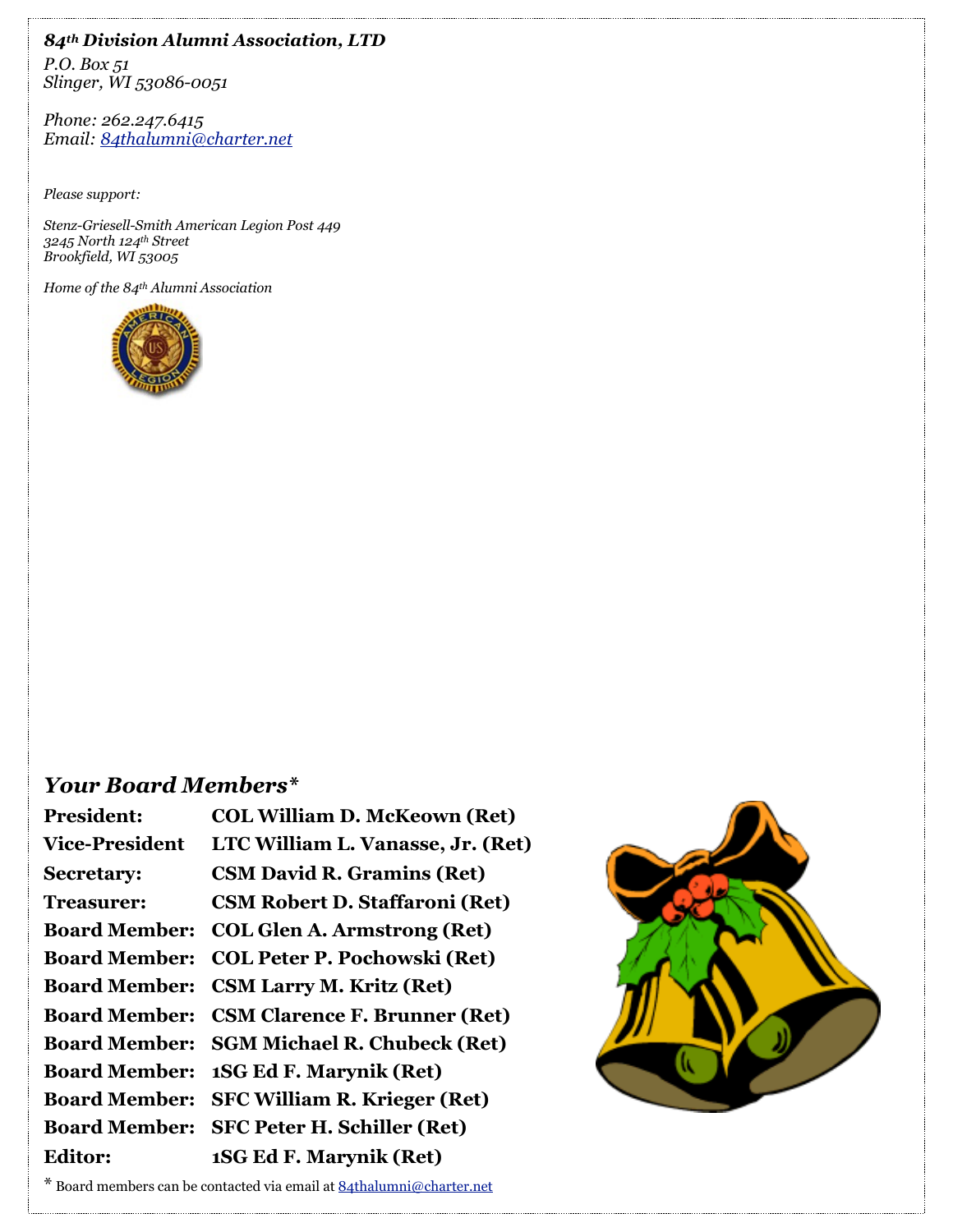***84th Division Alumni Association, LTD***

*P.O. Box 51*
*Slinger, WI 53086-0051*

*Phone: 262.247.6415*
*Email: 84thalumni@charter.net*

*Please support:*

*Stenz-Griesell-Smith American Legion Post 449*
*3245 North 124th Street*
*Brookfield, WI 53005*

*Home of the 84th Alumni Association*

## *Your Board Members**

| | |
|---|---|
| **President:** | **COL William D. McKeown (Ret)** |
| **Vice-President** | **LTC William L. Vanasse, Jr. (Ret)** |
| **Secretary:** | **CSM David R. Gramins (Ret)** |
| **Treasurer:** | **CSM Robert D. Staffaroni (Ret)** |
| **Board Member:** | **COL Glen A. Armstrong (Ret)** |
| **Board Member:** | **COL Peter P. Pochowski (Ret)** |
| **Board Member:** | **CSM Larry M. Kritz (Ret)** |
| **Board Member:** | **CSM Clarence F. Brunner (Ret)** |
| **Board Member:** | **SGM Michael R. Chubeck (Ret)** |
| **Board Member:** | **1SG Ed F. Marynik (Ret)** |
| **Board Member:** | **SFC William R. Krieger (Ret)** |
| **Board Member:** | **SFC Peter H. Schiller (Ret)** |
| **Editor:** | **1SG Ed F. Marynik (Ret)** |

\* Board members can be contacted via email at 84thalumni@charter.net